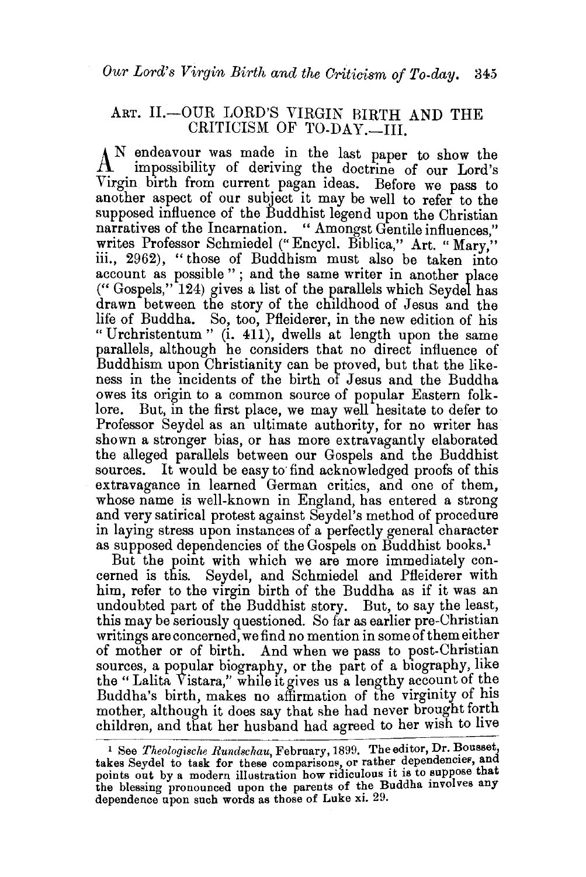## Art. II.—OUR LORD'S VIRGIN BIRTH AND THE CRITICISM OF TO-DAY.—III.

An endeavour was made in the last paper to show the impossibility of deriving the doctrine of our Lord's Virgin birth from current pagan ideas. Before we pass to another aspect of our subject it may be well to refer to the supposed influence of the Buddhist legend upon the Christian narratives of the Incarnation. "Amongst Gentile influences," writes Professor Schmiedel ("Encycl. Biblica," Art. "Mary," iii., 2962), "those of Buddhism must also be taken into account as possible"; and the same writer in another place ("Gospels," 124) gives a list of the parallels which Seydel has drawn between the story of the childhood of Jesus and the life of Buddha. So, too, Pfleiderer, in the new edition of his "Urchristentum" (i. 411), dwells at length upon the same parallels, although he considers that no direct influence of Buddhism upon Christianity can be proved, but that the likeness in the incidents of the birth of Jesus and the Buddha owes its origin to a common source of popular Eastern folklore. But, in the first place, we may well hesitate to defer to Professor Seydel as an ultimate authority, for no writer has shown a stronger bias, or has more extravagantly elaborated the alleged parallels between our Gospels and the Buddhist sources. It would be easy to find acknowledged proofs of this extravagance in learned German critics, and one of them, whose name is well-known in England, has entered a strong and very satirical protest against Seydel's method of procedure in laying stress upon instances of a perfectly general character as supposed dependencies of the Gospels on Buddhist books.[1]

But the point with which we are more immediately concerned is this. Seydel, and Schmiedel and Pfleiderer with him, refer to the virgin birth of the Buddha as if it was an undoubted part of the Buddhist story. But, to say the least, this may be seriously questioned. So far as earlier pre-Christian writings are concerned, we find no mention in some of them either of mother or of birth. And when we pass to post-Christian sources, a popular biography, or the part of a biography, like the "Lalita Vistara," while it gives us a lengthy account of the Buddha's birth, makes no affirmation of the virginity of his mother, although it does say that she had never brought forth children, and that her husband had agreed to her wish to live

[1] See *Theologische Rundschau*, February, 1899. The editor, Dr. Bousset, takes Seydel to task for these comparisons, or rather dependencies, and points out by a modern illustration how ridiculous it is to suppose that the blessing pronounced upon the parents of the Buddha involves any dependence upon such words as those of Luke xi. 29.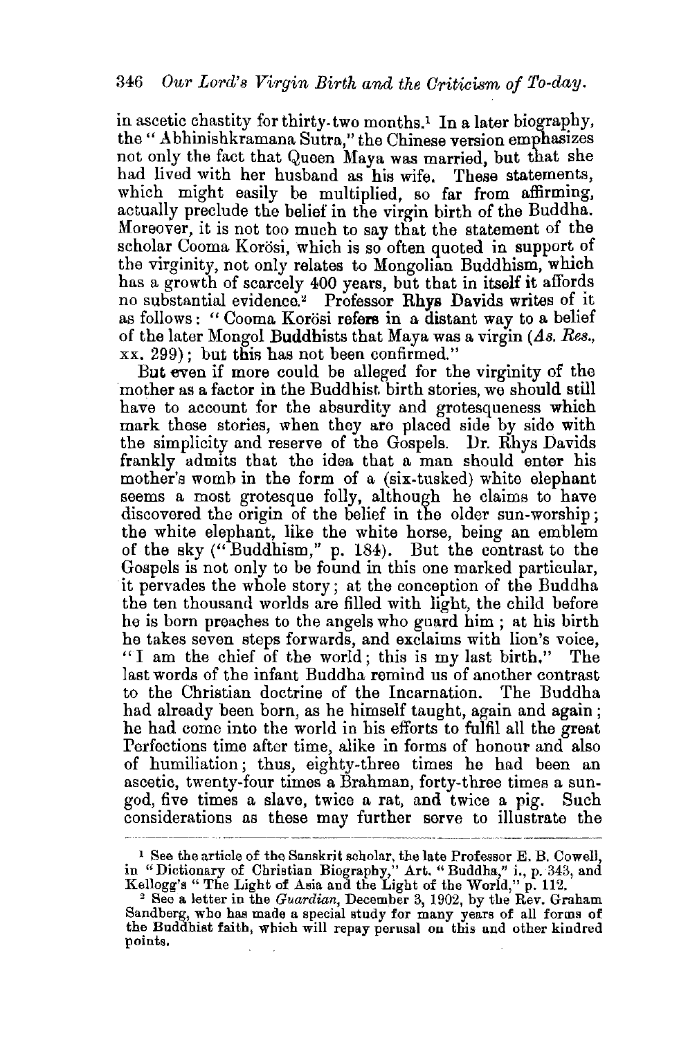in ascetic chastity for thirty-two months.[1] In a later biography, the "Abhinishkramana Sutra," the Chinese version emphasizes not only the fact that Queen Maya was married, but that she had lived with her husband as his wife. These statements, which might easily be multiplied, so far from affirming, actually preclude the belief in the virgin birth of the Buddha. Moreover, it is not too much to say that the statement of the scholar Cooma Korösi, which is so often quoted in support of the virginity, not only relates to Mongolian Buddhism, which has a growth of scarcely 400 years, but that in itself it affords no substantial evidence.[2] Professor Rhys Davids writes of it as follows: "Cooma Korösi refers in a distant way to a belief of the later Mongol Buddhists that Maya was a virgin (*As. Res.*, xx. 299); but this has not been confirmed."

But even if more could be alleged for the virginity of the mother as a factor in the Buddhist birth stories, we should still have to account for the absurdity and grotesqueness which mark these stories, when they are placed side by side with the simplicity and reserve of the Gospels. Dr. Rhys Davids frankly admits that the idea that a man should enter his mother's womb in the form of a (six-tusked) white elephant seems a most grotesque folly, although he claims to have discovered the origin of the belief in the older sun-worship; the white elephant, like the white horse, being an emblem of the sky ("Buddhism," p. 184). But the contrast to the Gospels is not only to be found in this one marked particular, it pervades the whole story; at the conception of the Buddha the ten thousand worlds are filled with light, the child before he is born preaches to the angels who guard him; at his birth he takes seven steps forwards, and exclaims with lion's voice, "I am the chief of the world; this is my last birth." The last words of the infant Buddha remind us of another contrast to the Christian doctrine of the Incarnation. The Buddha had already been born, as he himself taught, again and again; he had come into the world in his efforts to fulfil all the great Perfections time after time, alike in forms of honour and also of humiliation; thus, eighty-three times he had been an ascetic, twenty-four times a Brahman, forty-three times a sun-god, five times a slave, twice a rat, and twice a pig. Such considerations as these may further serve to illustrate the

---

[1] See the article of the Sanskrit scholar, the late Professor E. B. Cowell, in "Dictionary of Christian Biography," Art. "Buddha," i., p. 343, and Kellogg's "The Light of Asia and the Light of the World," p. 112.

[2] See a letter in the *Guardian*, December 3, 1902, by the Rev. Graham Sandberg, who has made a special study for many years of all forms of the Buddhist faith, which will repay perusal on this and other kindred points.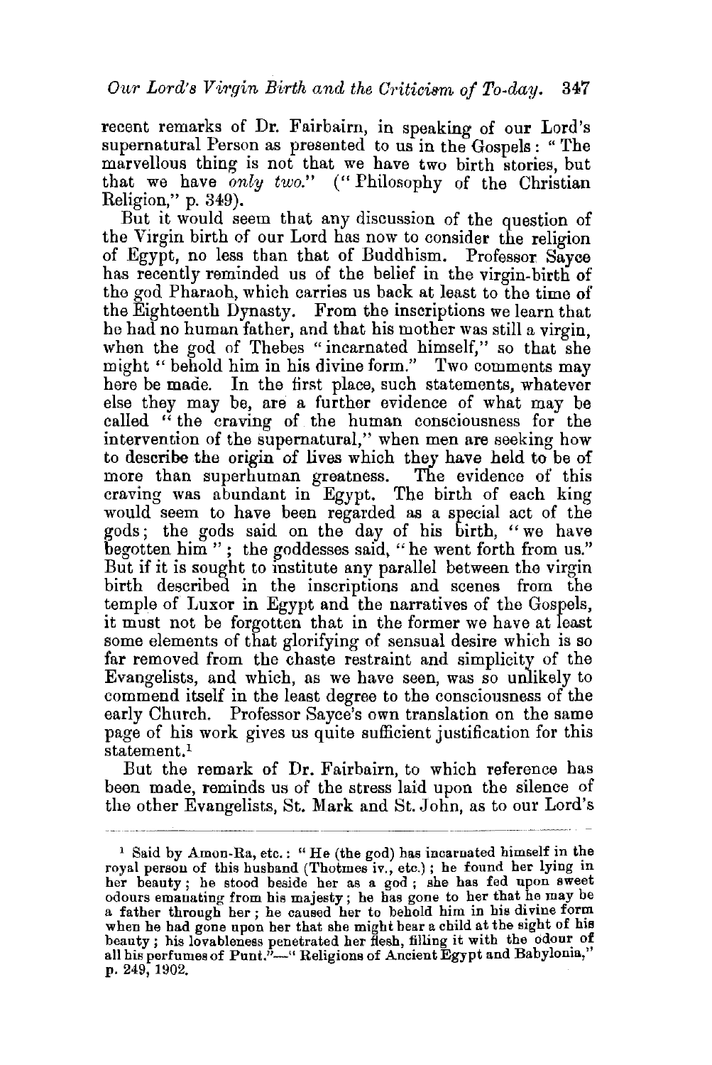recent remarks of Dr. Fairbairn, in speaking of our Lord's supernatural Person as presented to us in the Gospels: "The marvellous thing is not that we have two birth stories, but that we have *only two*." ("Philosophy of the Christian Religion," p. 349).

But it would seem that any discussion of the question of the Virgin birth of our Lord has now to consider the religion of Egypt, no less than that of Buddhism. Professor Sayce has recently reminded us of the belief in the virgin-birth of the god Pharaoh, which carries us back at least to the time of the Eighteenth Dynasty. From the inscriptions we learn that he had no human father, and that his mother was still a virgin, when the god of Thebes "incarnated himself," so that she might "behold him in his divine form." Two comments may here be made. In the first place, such statements, whatever else they may be, are a further evidence of what may be called "the craving of the human consciousness for the intervention of the supernatural," when men are seeking how to describe the origin of lives which they have held to be of more than superhuman greatness. The evidence of this craving was abundant in Egypt. The birth of each king would seem to have been regarded as a special act of the gods; the gods said on the day of his birth, "we have begotten him"; the goddesses said, "he went forth from us." But if it is sought to institute any parallel between the virgin birth described in the inscriptions and scenes from the temple of Luxor in Egypt and the narratives of the Gospels, it must not be forgotten that in the former we have at least some elements of that glorifying of sensual desire which is so far removed from the chaste restraint and simplicity of the Evangelists, and which, as we have seen, was so unlikely to commend itself in the least degree to the consciousness of the early Church. Professor Sayce's own translation on the same page of his work gives us quite sufficient justification for this statement.[1]

But the remark of Dr. Fairbairn, to which reference has been made, reminds us of the stress laid upon the silence of the other Evangelists, St. Mark and St. John, as to our Lord's

---

[1] Said by Amon-Ra, etc.: "He (the god) has incarnated himself in the royal person of this husband (Thotmes iv., etc.); he found her lying in her beauty; he stood beside her as a god; she has fed upon sweet odours emanating from his majesty; he has gone to her that he may be a father through her; he caused her to behold him in his divine form when he had gone upon her that she might bear a child at the sight of his beauty; his lovableness penetrated her flesh, filling it with the odour of all his perfumes of Punt."—"Religions of Ancient Egypt and Babylonia," p. 249, 1902.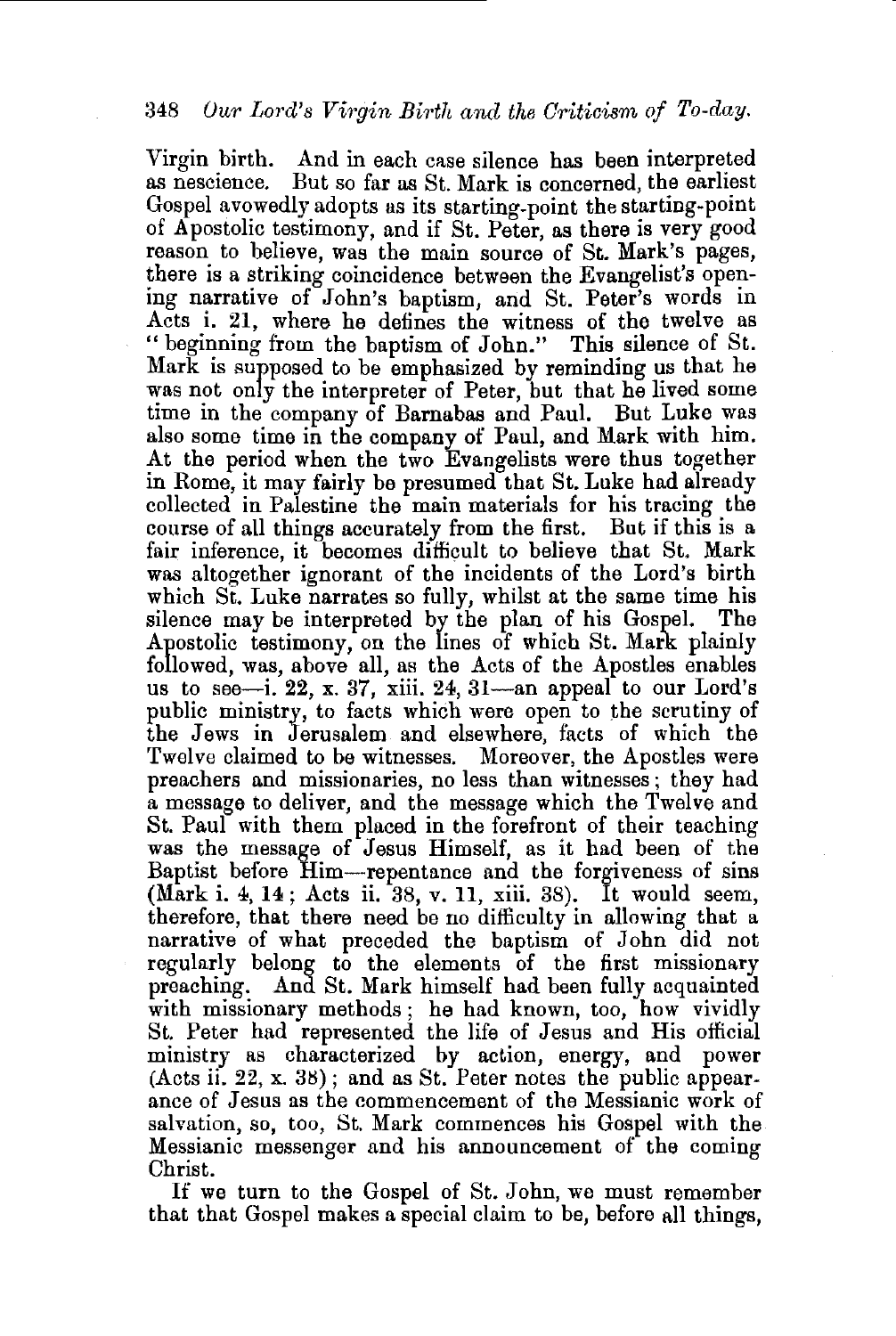Virgin birth. And in each case silence has been interpreted as nescience. But so far as St. Mark is concerned, the earliest Gospel avowedly adopts as its starting-point the starting-point of Apostolic testimony, and if St. Peter, as there is very good reason to believe, was the main source of St. Mark's pages, there is a striking coincidence between the Evangelist's opening narrative of John's baptism, and St. Peter's words in Acts i. 21, where he defines the witness of the twelve as "beginning from the baptism of John." This silence of St. Mark is supposed to be emphasized by reminding us that he was not only the interpreter of Peter, but that he lived some time in the company of Barnabas and Paul. But Luke was also some time in the company of Paul, and Mark with him. At the period when the two Evangelists were thus together in Rome, it may fairly be presumed that St. Luke had already collected in Palestine the main materials for his tracing the course of all things accurately from the first. But if this is a fair inference, it becomes difficult to believe that St. Mark was altogether ignorant of the incidents of the Lord's birth which St. Luke narrates so fully, whilst at the same time his silence may be interpreted by the plan of his Gospel. The Apostolic testimony, on the lines of which St. Mark plainly followed, was, above all, as the Acts of the Apostles enables us to see—i. 22, x. 37, xiii. 24, 31—an appeal to our Lord's public ministry, to facts which were open to the scrutiny of the Jews in Jerusalem and elsewhere, facts of which the Twelve claimed to be witnesses. Moreover, the Apostles were preachers and missionaries, no less than witnesses; they had a message to deliver, and the message which the Twelve and St. Paul with them placed in the forefront of their teaching was the message of Jesus Himself, as it had been of the Baptist before Him—repentance and the forgiveness of sins (Mark i. 4, 14; Acts ii. 38, v. 11, xiii. 38). It would seem, therefore, that there need be no difficulty in allowing that a narrative of what preceded the baptism of John did not regularly belong to the elements of the first missionary preaching. And St. Mark himself had been fully acquainted with missionary methods; he had known, too, how vividly St. Peter had represented the life of Jesus and His official ministry as characterized by action, energy, and power (Acts ii. 22, x. 38); and as St. Peter notes the public appearance of Jesus as the commencement of the Messianic work of salvation, so, too, St. Mark commences his Gospel with the Messianic messenger and his announcement of the coming Christ.

If we turn to the Gospel of St. John, we must remember that that Gospel makes a special claim to be, before all things,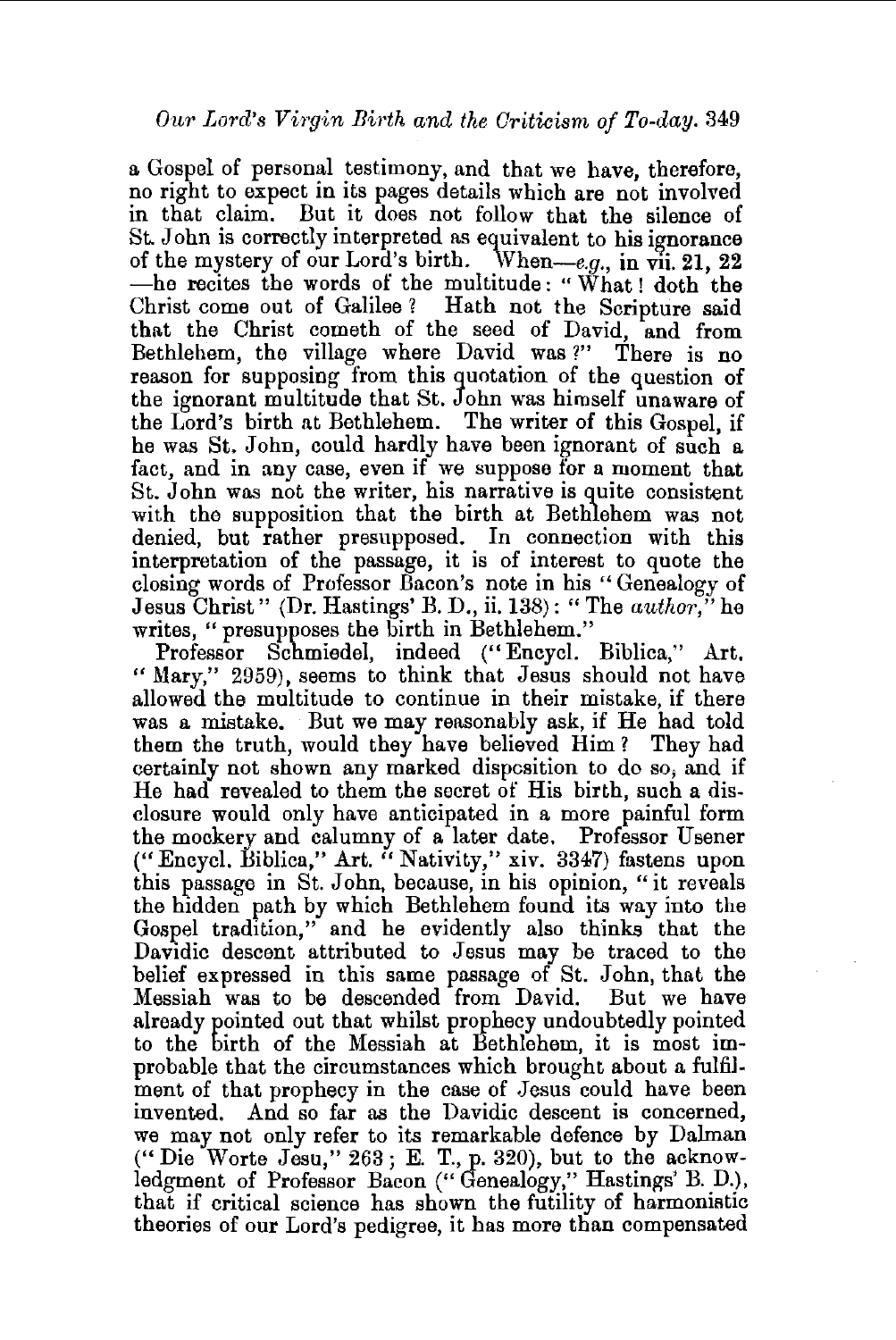a Gospel of personal testimony, and that we have, therefore, no right to expect in its pages details which are not involved in that claim. But it does not follow that the silence of St. John is correctly interpreted as equivalent to his ignorance of the mystery of our Lord's birth. When—*e.g.*, in vii. 21, 22—he recites the words of the multitude: "What! doth the Christ come out of Galilee? Hath not the Scripture said that the Christ cometh of the seed of David, and from Bethlehem, the village where David was?" There is no reason for supposing from this quotation of the question of the ignorant multitude that St. John was himself unaware of the Lord's birth at Bethlehem. The writer of this Gospel, if he was St. John, could hardly have been ignorant of such a fact, and in any case, even if we suppose for a moment that St. John was not the writer, his narrative is quite consistent with the supposition that the birth at Bethlehem was not denied, but rather presupposed. In connection with this interpretation of the passage, it is of interest to quote the closing words of Professor Bacon's note in his "Genealogy of Jesus Christ" (Dr. Hastings' B. D., ii. 138): "The *author*," he writes, "presupposes the birth in Bethlehem."

Professor Schmiedel, indeed ("Encycl. Biblica," Art. "Mary," 2959), seems to think that Jesus should not have allowed the multitude to continue in their mistake, if there was a mistake. But we may reasonably ask, if He had told them the truth, would they have believed Him? They had certainly not shown any marked disposition to do so, and if He had revealed to them the secret of His birth, such a disclosure would only have anticipated in a more painful form the mockery and calumny of a later date. Professor Usener ("Encycl. Biblica," Art. "Nativity," xiv. 3347) fastens upon this passage in St. John, because, in his opinion, "it reveals the hidden path by which Bethlehem found its way into the Gospel tradition," and he evidently also thinks that the Davidic descent attributed to Jesus may be traced to the belief expressed in this same passage of St. John, that the Messiah was to be descended from David. But we have already pointed out that whilst prophecy undoubtedly pointed to the birth of the Messiah at Bethlehem, it is most improbable that the circumstances which brought about a fulfilment of that prophecy in the case of Jesus could have been invented. And so far as the Davidic descent is concerned, we may not only refer to its remarkable defence by Dalman ("Die Worte Jesu," 263; E. T., p. 320), but to the acknowledgment of Professor Bacon ("Genealogy," Hastings' B. D.), that if critical science has shown the futility of harmonistic theories of our Lord's pedigree, it has more than compensated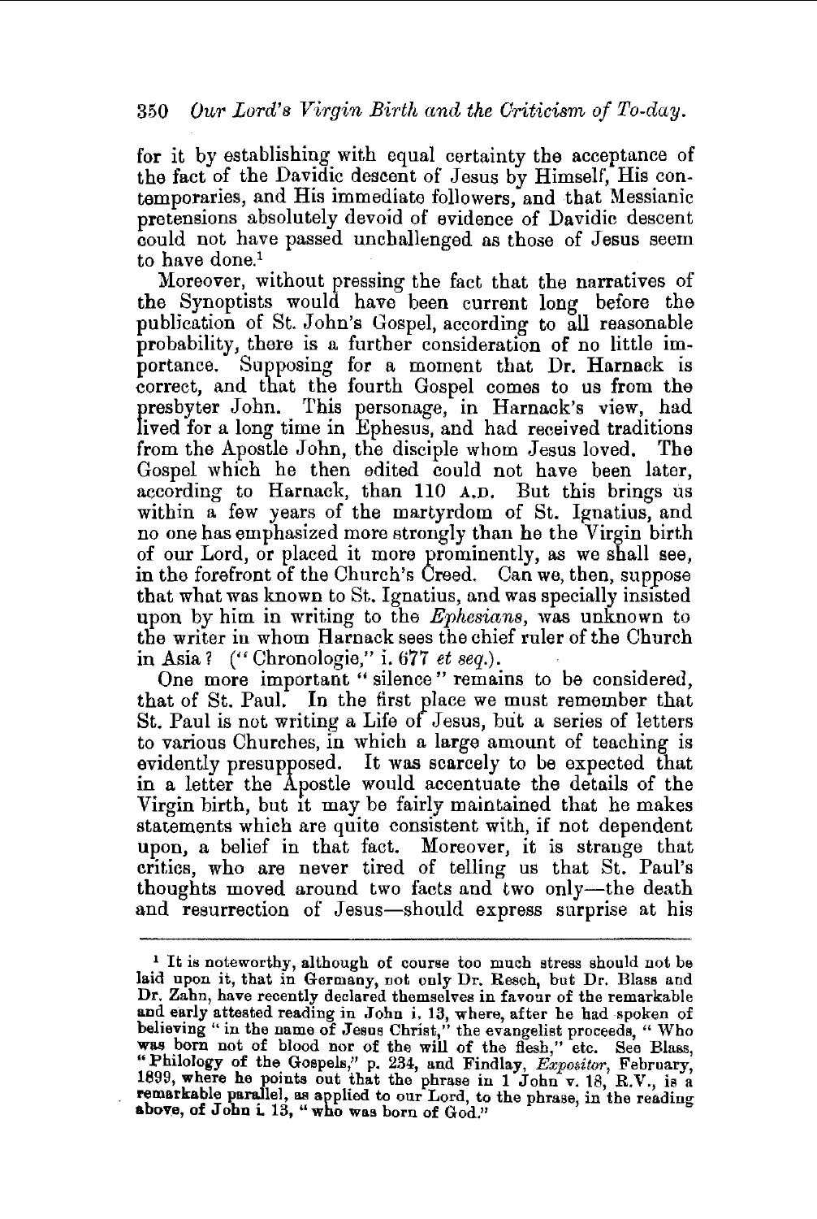for it by establishing with equal certainty the acceptance of the fact of the Davidic descent of Jesus by Himself, His contemporaries, and His immediate followers, and that Messianic pretensions absolutely devoid of evidence of Davidic descent could not have passed unchallenged as those of Jesus seem to have done.[1]

Moreover, without pressing the fact that the narratives of the Synoptists would have been current long before the publication of St. John's Gospel, according to all reasonable probability, there is a further consideration of no little importance. Supposing for a moment that Dr. Harnack is correct, and that the fourth Gospel comes to us from the presbyter John. This personage, in Harnack's view, had lived for a long time in Ephesus, and had received traditions from the Apostle John, the disciple whom Jesus loved. The Gospel which he then edited could not have been later, according to Harnack, than 110 A.D. But this brings us within a few years of the martyrdom of St. Ignatius, and no one has emphasized more strongly than he the Virgin birth of our Lord, or placed it more prominently, as we shall see, in the forefront of the Church's Creed. Can we, then, suppose that what was known to St. Ignatius, and was specially insisted upon by him in writing to the *Ephesians*, was unknown to the writer in whom Harnack sees the chief ruler of the Church in Asia? ("Chronologie," i. 677 *et seq.*).

One more important "silence" remains to be considered, that of St. Paul. In the first place we must remember that St. Paul is not writing a Life of Jesus, but a series of letters to various Churches, in which a large amount of teaching is evidently presupposed. It was scarcely to be expected that in a letter the Apostle would accentuate the details of the Virgin birth, but it may be fairly maintained that he makes statements which are quite consistent with, if not dependent upon, a belief in that fact. Moreover, it is strange that critics, who are never tired of telling us that St. Paul's thoughts moved around two facts and two only—the death and resurrection of Jesus—should express surprise at his

---

[1] It is noteworthy, although of course too much stress should not be laid upon it, that in Germany, not only Dr. Resch, but Dr. Blass and Dr. Zahn, have recently declared themselves in favour of the remarkable and early attested reading in John i. 13, where, after he had spoken of believing "in the name of Jesus Christ," the evangelist proceeds, "Who was born not of blood nor of the will of the flesh," etc. See Blass, "Philology of the Gospels," p. 234, and Findlay, *Expositor*, February, 1899, where he points out that the phrase in 1 John v. 18, R.V., is a remarkable parallel, as applied to our Lord, to the phrase, in the reading above, of John i. 13, "who was born of God."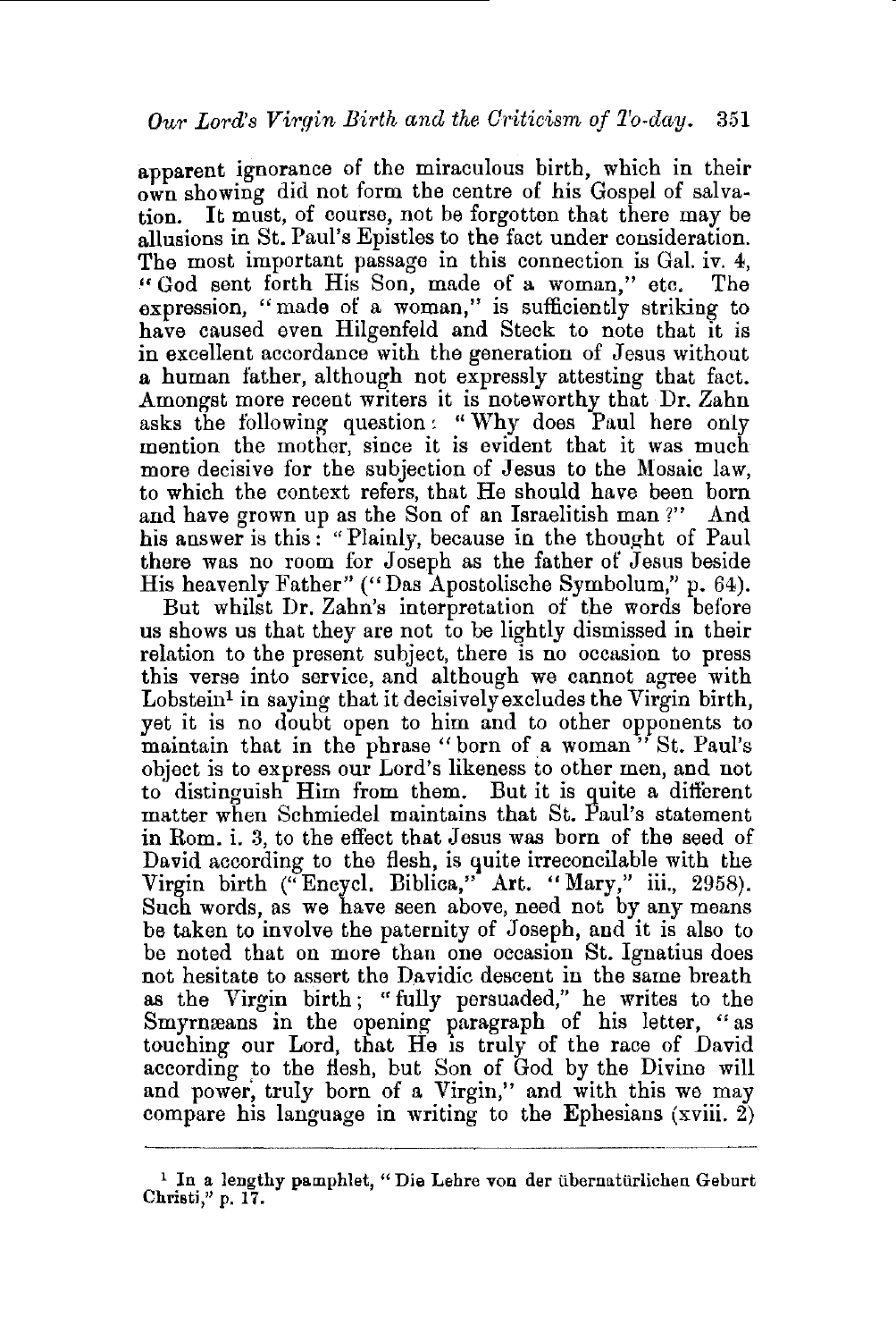apparent ignorance of the miraculous birth, which in their own showing did not form the centre of his Gospel of salvation. It must, of course, not be forgotten that there may be allusions in St. Paul's Epistles to the fact under consideration. The most important passage in this connection is Gal. iv. 4, "God sent forth His Son, made of a woman," etc. The expression, "made of a woman," is sufficiently striking to have caused even Hilgenfeld and Steck to note that it is in excellent accordance with the generation of Jesus without a human father, although not expressly attesting that fact. Amongst more recent writers it is noteworthy that Dr. Zahn asks the following question: "Why does Paul here only mention the mother, since it is evident that it was much more decisive for the subjection of Jesus to the Mosaic law, to which the context refers, that He should have been born and have grown up as the Son of an Israelitish man?" And his answer is this: "Plainly, because in the thought of Paul there was no room for Joseph as the father of Jesus beside His heavenly Father" ("Das Apostolische Symbolum," p. 64).

But whilst Dr. Zahn's interpretation of the words before us shows us that they are not to be lightly dismissed in their relation to the present subject, there is no occasion to press this verse into service, and although we cannot agree with Lobstein[1] in saying that it decisively excludes the Virgin birth, yet it is no doubt open to him and to other opponents to maintain that in the phrase "born of a woman" St. Paul's object is to express our Lord's likeness to other men, and not to distinguish Him from them. But it is quite a different matter when Schmiedel maintains that St. Paul's statement in Rom. i. 3, to the effect that Jesus was born of the seed of David according to the flesh, is quite irreconcilable with the Virgin birth ("Encycl. Biblica," Art. "Mary," iii., 2958). Such words, as we have seen above, need not by any means be taken to involve the paternity of Joseph, and it is also to be noted that on more than one occasion St. Ignatius does not hesitate to assert the Davidic descent in the same breath as the Virgin birth; "fully persuaded," he writes to the Smyrnæans in the opening paragraph of his letter, "as touching our Lord, that He is truly of the race of David according to the flesh, but Son of God by the Divine will and power, truly born of a Virgin," and with this we may compare his language in writing to the Ephesians (xviii. 2)

---

[1] In a lengthy pamphlet, "Die Lehre von der übernatürlichen Geburt Christi," p. 17.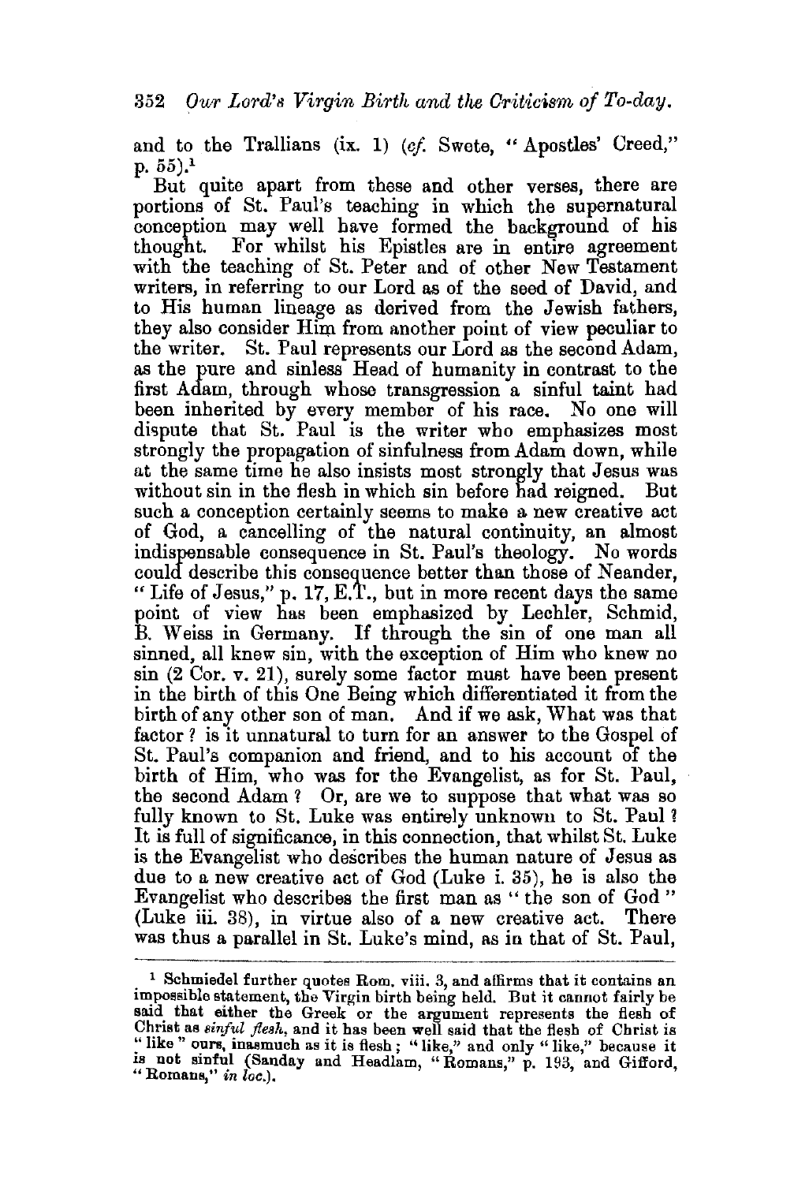and to the Trallians (ix. 1) (*cf.* Swete, "Apostles' Creed," p. 55).[1]

But quite apart from these and other verses, there are portions of St. Paul's teaching in which the supernatural conception may well have formed the background of his thought. For whilst his Epistles are in entire agreement with the teaching of St. Peter and of other New Testament writers, in referring to our Lord as of the seed of David, and to His human lineage as derived from the Jewish fathers, they also consider Him from another point of view peculiar to the writer. St. Paul represents our Lord as the second Adam, as the pure and sinless Head of humanity in contrast to the first Adam, through whose transgression a sinful taint had been inherited by every member of his race. No one will dispute that St. Paul is the writer who emphasizes most strongly the propagation of sinfulness from Adam down, while at the same time he also insists most strongly that Jesus was without sin in the flesh in which sin before had reigned. But such a conception certainly seems to make a new creative act of God, a cancelling of the natural continuity, an almost indispensable consequence in St. Paul's theology. No words could describe this consequence better than those of Neander, "Life of Jesus," p. 17, E.T., but in more recent days the same point of view has been emphasized by Lechler, Schmid, B. Weiss in Germany. If through the sin of one man all sinned, all knew sin, with the exception of Him who knew no sin (2 Cor. v. 21), surely some factor must have been present in the birth of this One Being which differentiated it from the birth of any other son of man. And if we ask, What was that factor? is it unnatural to turn for an answer to the Gospel of St. Paul's companion and friend, and to his account of the birth of Him, who was for the Evangelist, as for St. Paul, the second Adam? Or, are we to suppose that what was so fully known to St. Luke was entirely unknown to St. Paul? It is full of significance, in this connection, that whilst St. Luke is the Evangelist who describes the human nature of Jesus as due to a new creative act of God (Luke i. 35), he is also the Evangelist who describes the first man as "the son of God" (Luke iii. 38), in virtue also of a new creative act. There was thus a parallel in St. Luke's mind, as in that of St. Paul,

---

[1] Schmiedel further quotes Rom. viii. 3, and affirms that it contains an impossible statement, the Virgin birth being held. But it cannot fairly be said that either the Greek or the argument represents the flesh of Christ as *sinful flesh*, and it has been well said that the flesh of Christ is "like" ours, inasmuch as it is flesh; "like," and only "like," because it is not sinful (Sanday and Headlam, "Romans," p. 193, and Gifford, "Romans," *in loc.*).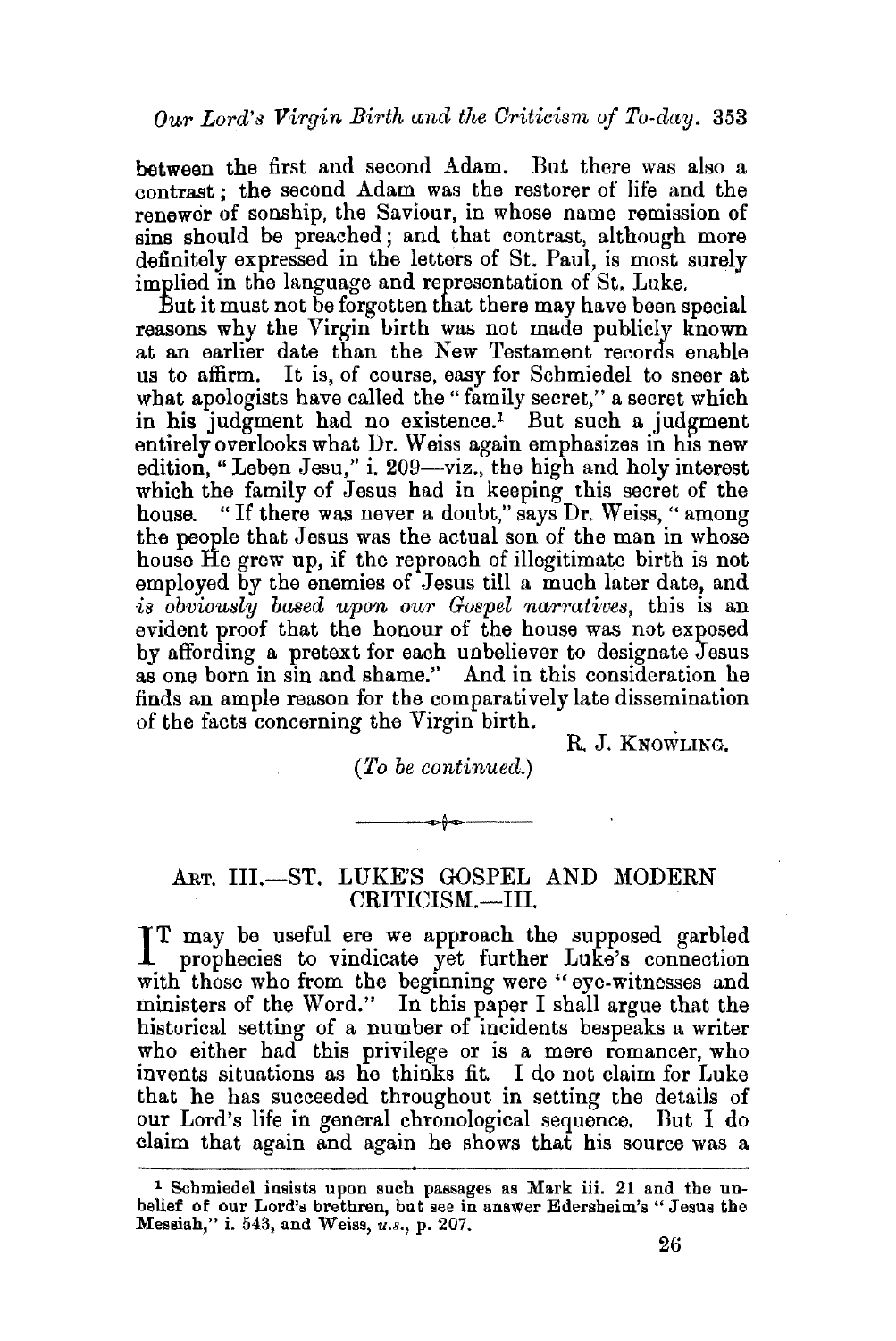between the first and second Adam. But there was also a contrast; the second Adam was the restorer of life and the renewer of sonship, the Saviour, in whose name remission of sins should be preached; and that contrast, although more definitely expressed in the letters of St. Paul, is most surely implied in the language and representation of St. Luke.

But it must not be forgotten that there may have been special reasons why the Virgin birth was not made publicly known at an earlier date than the New Testament records enable us to affirm. It is, of course, easy for Schmiedel to sneer at what apologists have called the "family secret," a secret which in his judgment had no existence.[1] But such a judgment entirely overlooks what Dr. Weiss again emphasizes in his new edition, "Leben Jesu," i. 209—viz., the high and holy interest which the family of Jesus had in keeping this secret of the house. "If there was never a doubt," says Dr. Weiss, "among the people that Jesus was the actual son of the man in whose house He grew up, if the reproach of illegitimate birth is not employed by the enemies of Jesus till a much later date, and *is obviously based upon our Gospel narratives*, this is an evident proof that the honour of the house was not exposed by affording a pretext for each unbeliever to designate Jesus as one born in sin and shame." And in this consideration he finds an ample reason for the comparatively late dissemination of the facts concerning the Virgin birth.

R. J. KNOWLING.

(*To be continued.*)

---

## ART. III.—ST. LUKE'S GOSPEL AND MODERN CRITICISM.—III.

IT may be useful ere we approach the supposed garbled prophecies to vindicate yet further Luke's connection with those who from the beginning were "eye-witnesses and ministers of the Word." In this paper I shall argue that the historical setting of a number of incidents bespeaks a writer who either had this privilege or is a mere romancer, who invents situations as he thinks fit. I do not claim for Luke that he has succeeded throughout in setting the details of our Lord's life in general chronological sequence. But I do claim that again and again he shows that his source was a

---

[1] Schmiedel insists upon such passages as Mark iii. 21 and the unbelief of our Lord's brethren, but see in answer Edersheim's "Jesus the Messiah," i. 543, and Weiss, *u.s.*, p. 207.